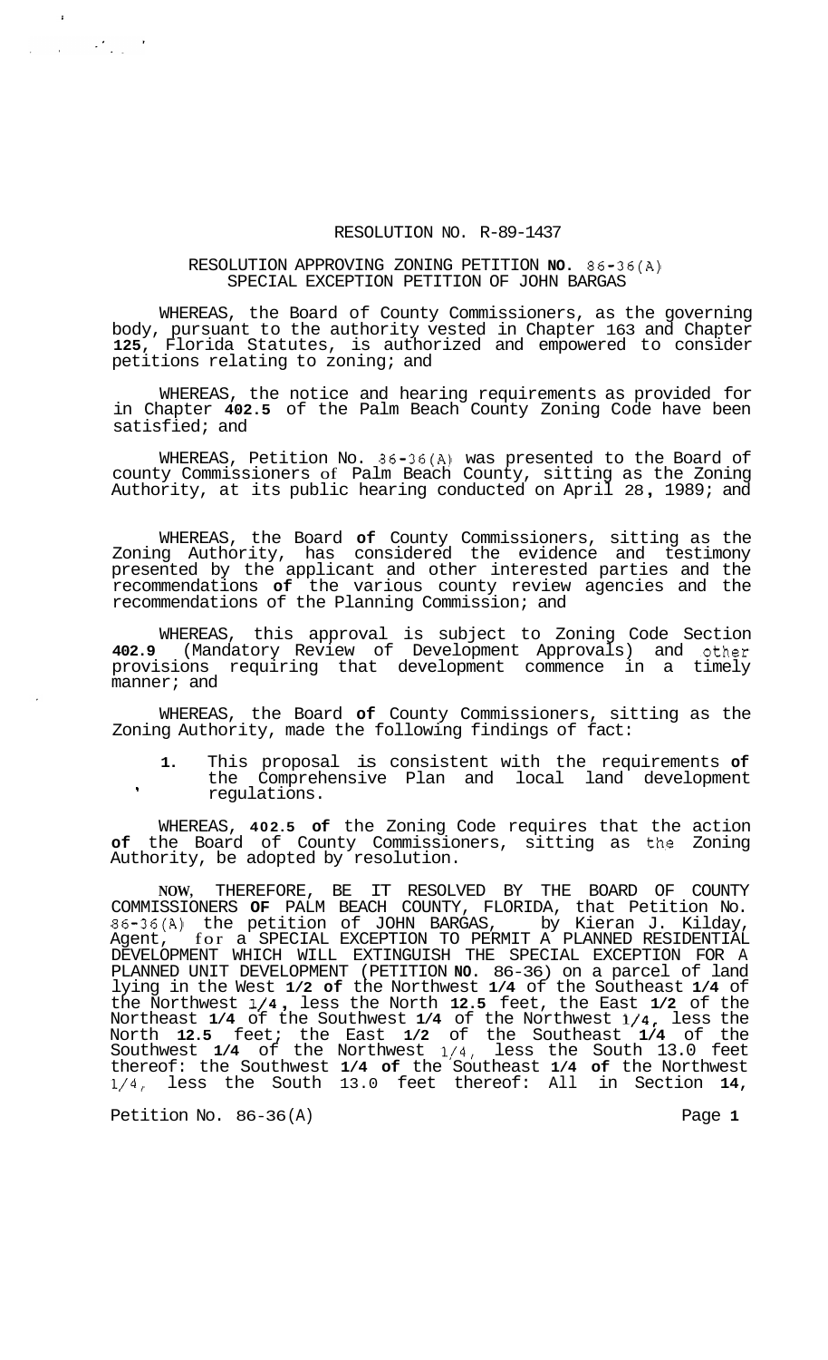# RESOLUTION NO. R-89-1437

## RESOLUTION APPROVING ZONING PETITION NO. 86-36(A) SPECIAL EXCEPTION PETITION OF JOHN BARGAS

WHEREAS, the Board of County Commissioners, as the governing body, pursuant to the authority vested in Chapter 163 and Chapter 125, Florida Statutes, is authorized and empowered to consider petitions relating to zoning; and

WHEREAS, the notice and hearing requirements as provided for in Chapter 402.5 of the Palm Beach County Zoning Code have been satisfied; and

WHEREAS, Petition No. 86-36(A) was presented to the Board of county Commissioners of Palm Beach County, sitting as the Zoning Authority, at its public hearing conducted on April 28, 1989; and

WHEREAS, the Board of County Commissioners, sitting as the Zoning Authority, has considered the evidence and testimony presented by the applicant and other interested parties and the recommendations of the various county review agencies and the recommendations of the Planning Commission; and

WHEREAS, this approval is subject to Zoning Code Section 402.9 (Mandatory Review of Development Approvals) and other provisions requiring that development commence in a timely manner; and

WHEREAS, the Board of County Commissioners, sitting as the Zoning Authority, made the following findings of fact:

1. This proposal is consistent with the requirements of the Comprehensive Plan and local land development regulations.

WHEREAS, 402.5 of the Zoning Code requires that the action of the Board of County Commissioners, sitting as the Zoning Authority, be adopted by resolution.

NOW, THEREFORE, BE IT RESOLVED BY THE BOARD OF COUNTY COMMISSIONERS OF PALM BEACH COUNTY, FLORIDA, that Petition No. 86-36(A) the petition of JOHN BARGAS, by Kieran J. Kilday, Agent, for a SPECIAL EXCEPTION TO PERMIT A PLANNED RESIDENTIAL DEVELOPMENT WHICH WILL EXTINGUISH THE SPECIAL EXCEPTION FOR A PLANNED UNIT DEVELOPMENT (PETITION NO. 86-36) on a parcel of land lying in the West 1/2 of the Northwest 1/4 of the Southeast 1/4 of the Northwest 1/4, less the North 12.5 feet, the East 1/2 of the Northeast 1/4 of the Southwest 1/4 of the Northwest 1/4, less the North 12.5 feet; the East 1/2 of the Southeast 1/4 of the Southwest 1/4 of the Northwest 1/4, less the South 13.0 feet thereof: the Southwest 1/4 of the Southeast 1/4 of the Northwest 1/4, less the South 13.0 feet thereof: All in Section 14,

Petition No. 86-36(A)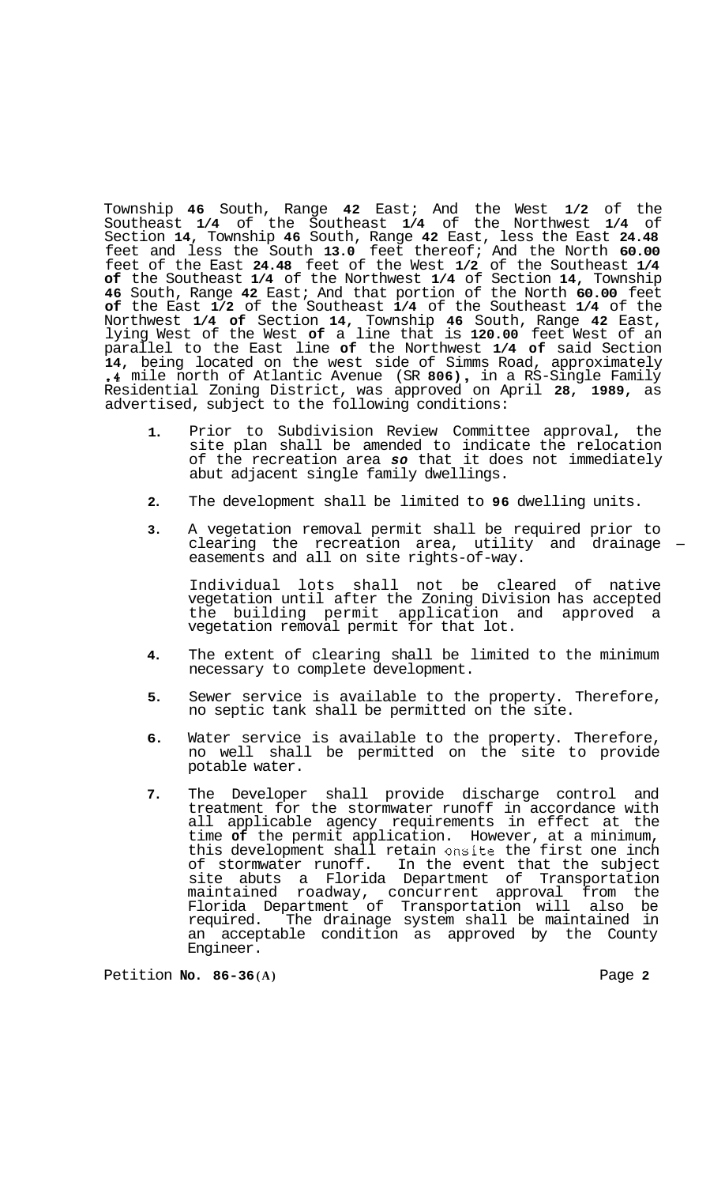Township 46 South, Range 42 East; And the West 1/2 of the Southeast 1/4 of the Southeast 1/4 of the Northwest 1/4 of Section 14, Township 46 South, Range 42 East, less the East 24.48 feet and less the South 13.0 feet thereof; And the North 60.00 feet of the East 24.48 feet of the West 1/2 of the Southeast 1/4 of the Southeast 1/4 of the Northwest 1/4 of Section 14, Township 46 South, Range 42 East; And that portion of the North 60.00 feet of the East 1/2 of the Southeast 1/4 of the Southeast 1/4 of the Northwest 1/4 of Section 14, Township 46 South, Range 42 East, lying West of the West of a line that is 120.00 feet West of an parallel to the East line of the Northwest 1/4 of said Section 14, being located on the west side of Simms Road, approximately .4 mile north of Atlantic Avenue (SR 806), in a RS-Single Family Residential Zoning District, was approved on April 28, 1989, as advertised, subject to the following conditions:

1. Prior to Subdivision Review Committee approval, the site plan shall be amended to indicate the relocation of the recreation area *so* that it does not immediately abut adjacent single family dwellings.

2. The development shall be limited to 96 dwelling units.

3. A vegetation removal permit shall be required prior to clearing the recreation area, utility and drainage easements and all on site rights-of-way.

   Individual lots shall not be cleared of native vegetation until after the Zoning Division has accepted the building permit application and approved a vegetation removal permit for that lot.

4. The extent of clearing shall be limited to the minimum necessary to complete development.

5. Sewer service is available to the property. Therefore, no septic tank shall be permitted on the site.

6. Water service is available to the property. Therefore, no well shall be permitted on the site to provide potable water.

7. The Developer shall provide discharge control and treatment for the stormwater runoff in accordance with all applicable agency requirements in effect at the time of the permit application. However, at a minimum, this development shall retain onsite the first one inch of stormwater runoff. In the event that the subject site abuts a Florida Department of Transportation maintained roadway, concurrent approval from the Florida Department of Transportation will also be required. The drainage system shall be maintained in an acceptable condition as approved by the County Engineer.

Petition No. 86-36(A)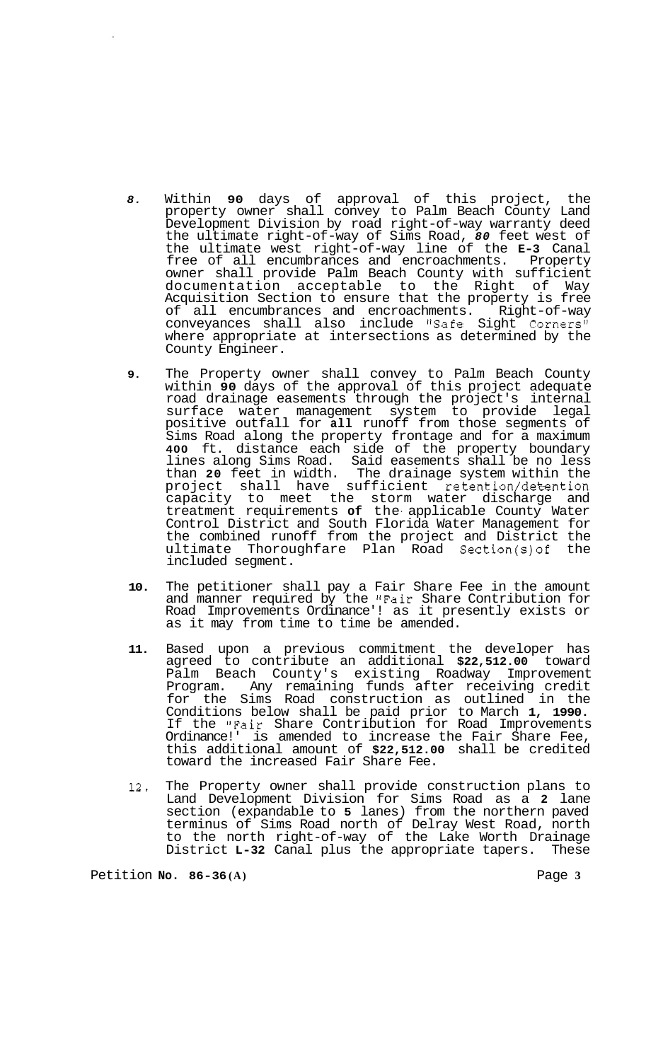8. Within 90 days of approval of this project, the property owner shall convey to Palm Beach County Land Development Division by road right-of-way warranty deed the ultimate right-of-way of Sims Road, 80 feet west of the ultimate west right-of-way line of the E-3 Canal free of all encumbrances and encroachments. Property owner shall provide Palm Beach County with sufficient documentation acceptable to the Right of Way Acquisition Section to ensure that the property is free of all encumbrances and encroachments. Right-of-way conveyances shall also include "Safe Sight Corners" where appropriate at intersections as determined by the County Engineer.

9. The Property owner shall convey to Palm Beach County within 90 days of the approval of this project adequate road drainage easements through the project's internal surface water management system to provide legal positive outfall for all runoff from those segments of Sims Road along the property frontage and for a maximum 400 ft. distance each side of the property boundary lines along Sims Road. Said easements shall be no less than 20 feet in width. The drainage system within the project shall have sufficient retention/detention capacity to meet the storm water discharge and treatment requirements of the applicable County Water Control District and South Florida Water Management for the combined runoff from the project and District the ultimate Thoroughfare Plan Road Section(s) of the included segment.

10. The petitioner shall pay a Fair Share Fee in the amount and manner required by the "Fair Share Contribution for Road Improvements Ordinance" as it presently exists or as it may from time to time be amended.

11. Based upon a previous commitment the developer has agreed to contribute an additional $22,512.00 toward Palm Beach County's existing Roadway Improvement Program. Any remaining funds after receiving credit for the Sims Road construction as outlined in the Conditions below shall be paid prior to March 1, 1990. If the "Fair Share Contribution for Road Improvements Ordinance" is amended to increase the Fair Share Fee, this additional amount of $22,512.00 shall be credited toward the increased Fair Share Fee.

12. The Property owner shall provide construction plans to Land Development Division for Sims Road as a 2 lane section (expandable to 5 lanes) from the northern paved terminus of Sims Road north of Delray West Road, north to the north right-of-way of the Lake Worth Drainage District L-32 Canal plus the appropriate tapers. These

Petition No. 86-36(A)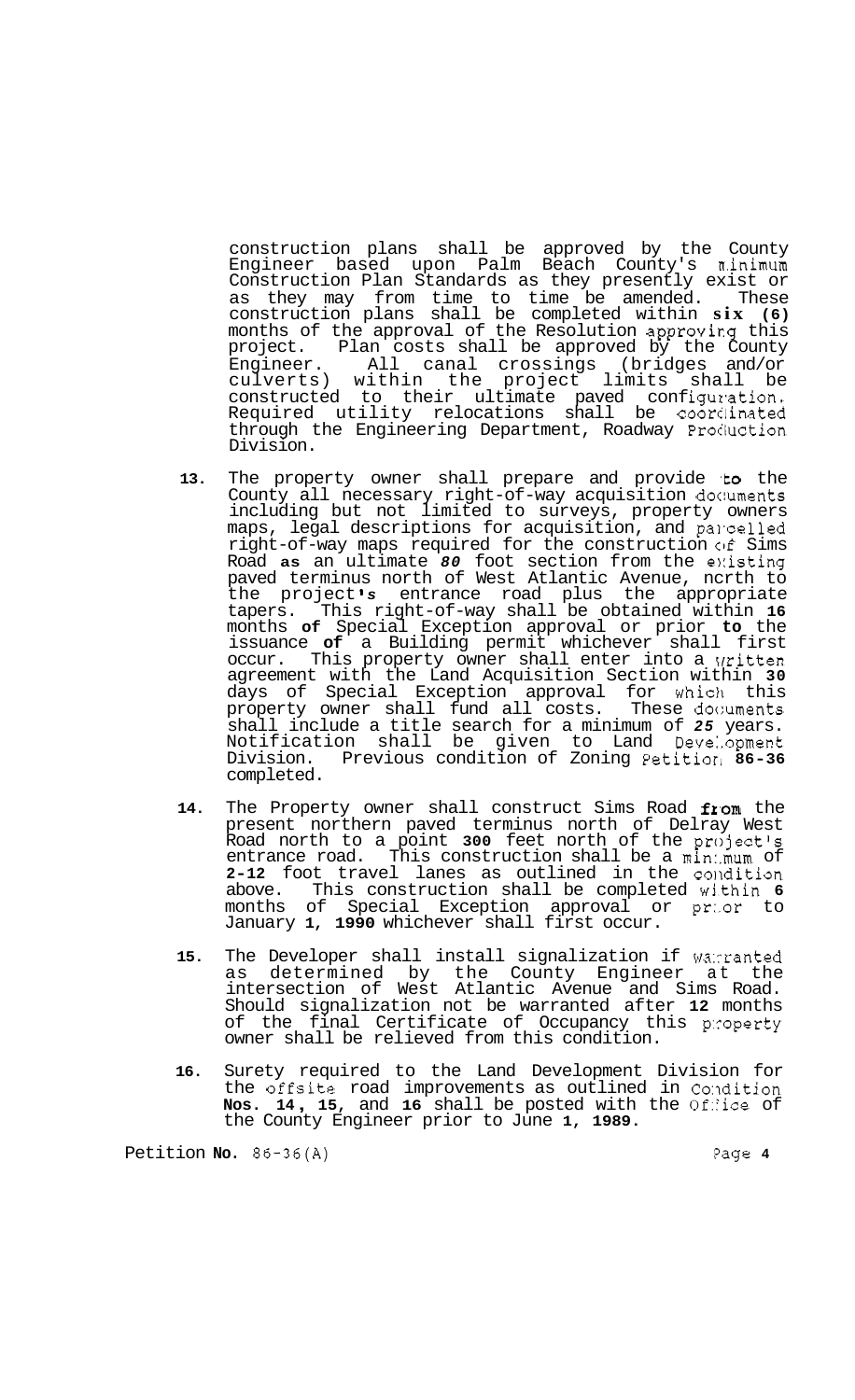construction plans shall be approved by the County Engineer based upon Palm Beach County's minimum Construction Plan Standards as they presently exist or as they may from time to time be amended. These construction plans shall be completed within **six (6)** months of the approval of the Resolution approving this project. Plan costs shall be approved by the County Engineer. All canal crossings (bridges and/or culverts) within the project limits shall be constructed to their ultimate paved configuration. Required utility relocations shall be coordinated through the Engineering Department, Roadway Production Division.

13. The property owner shall prepare and provide to the County all necessary right-of-way acquisition documents including but not limited to surveys, property owners maps, legal descriptions for acquisition, and parcelled right-of-way maps required for the construction of Sims Road as an ultimate *80* foot section from the existing paved terminus north of West Atlantic Avenue, north to the project's entrance road plus the appropriate tapers. This right-of-way shall be obtained within **16** months of Special Exception approval or prior to the issuance of a Building permit whichever shall first occur. This property owner shall enter into a written agreement with the Land Acquisition Section within **30** days of Special Exception approval for which this property owner shall fund all costs. These documents shall include a title search for a minimum of *25* years. Notification shall be given to Land Development Division. Previous condition of Zoning Petition **86-36** completed.

14. The Property owner shall construct Sims Road from the present northern paved terminus north of Delray West Road north to a point **300** feet north of the project's entrance road. This construction shall be a minimum of **2-12** foot travel lanes as outlined in the condition above. This construction shall be completed within **6** months of Special Exception approval or prior to January **1, 1990** whichever shall first occur.

15. The Developer shall install signalization if warranted as determined by the County Engineer at the intersection of West Atlantic Avenue and Sims Road. Should signalization not be warranted after **12** months of the final Certificate of Occupancy this property owner shall be relieved from this condition.

16. Surety required to the Land Development Division for the offsite road improvements as outlined in Condition **Nos. 14, 15**, and **16** shall be posted with the Office of the County Engineer prior to June **1, 1989**.

Petition **No.** 86-36(A)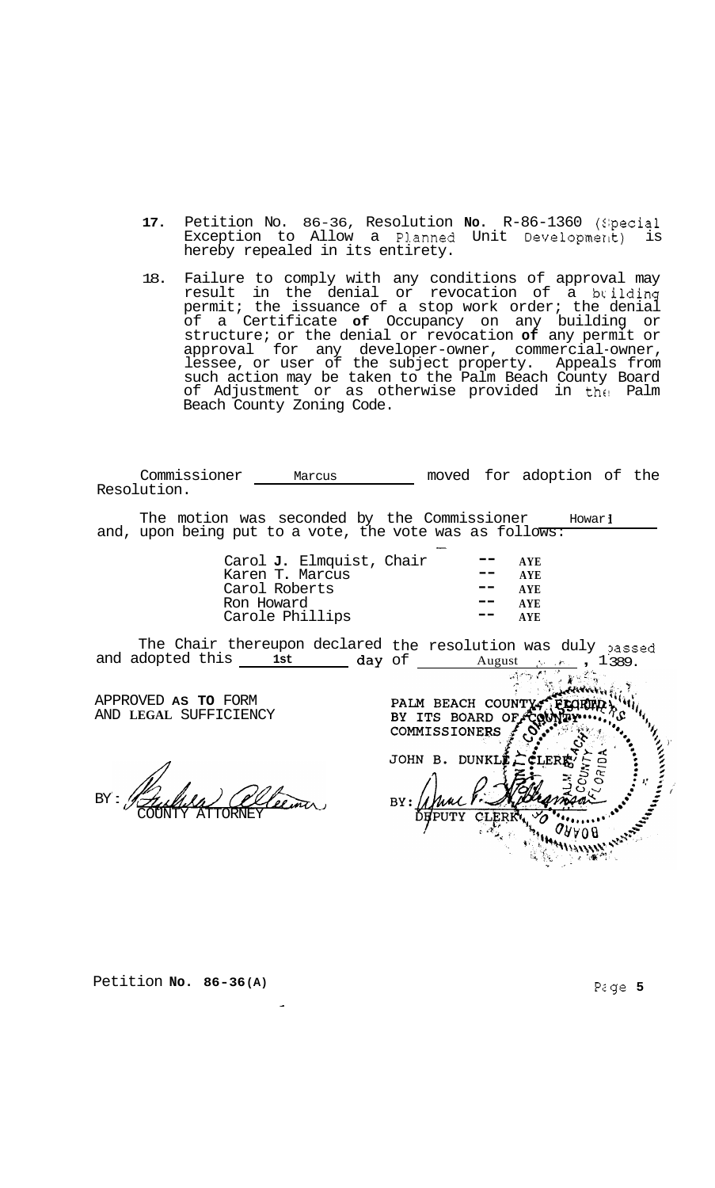17. Petition No. 86-36, Resolution No. R-86-1360 (Special Exception to Allow a Planned Unit Development) is hereby repealed in its entirety.

18. Failure to comply with any conditions of approval may result in the denial or revocation of a building permit; the issuance of a stop work order; the denial of a Certificate of Occupancy on any building or structure; or the denial or revocation of any permit or approval for any developer-owner, commercial-owner, lessee, or user of the subject property. Appeals from such action may be taken to the Palm Beach County Board of Adjustment or as otherwise provided in the Palm Beach County Zoning Code.

Commissioner Marcus moved for adoption of the Resolution.

The motion was seconded by the Commissioner Howard and, upon being put to a vote, the vote was as follows:

| | | |
|---|---|---|
| Carol J. Elmquist, Chair | -- | AYE |
| Karen T. Marcus | -- | AYE |
| Carol Roberts | -- | AYE |
| Ron Howard | -- | AYE |
| Carole Phillips | -- | AYE |

The Chair thereupon declared the resolution was duly passed and adopted this 1st day of August, 1989.

APPROVED AS TO FORM AND LEGAL SUFFICIENCY

BY: COUNTY ATTORNEY

PALM BEACH COUNTY, FLORIDA
BY ITS BOARD OF COUNTY COMMISSIONERS

JOHN B. DUNKLE, CLERK

BY: DEPUTY CLERK

Petition No. 86-36(A)